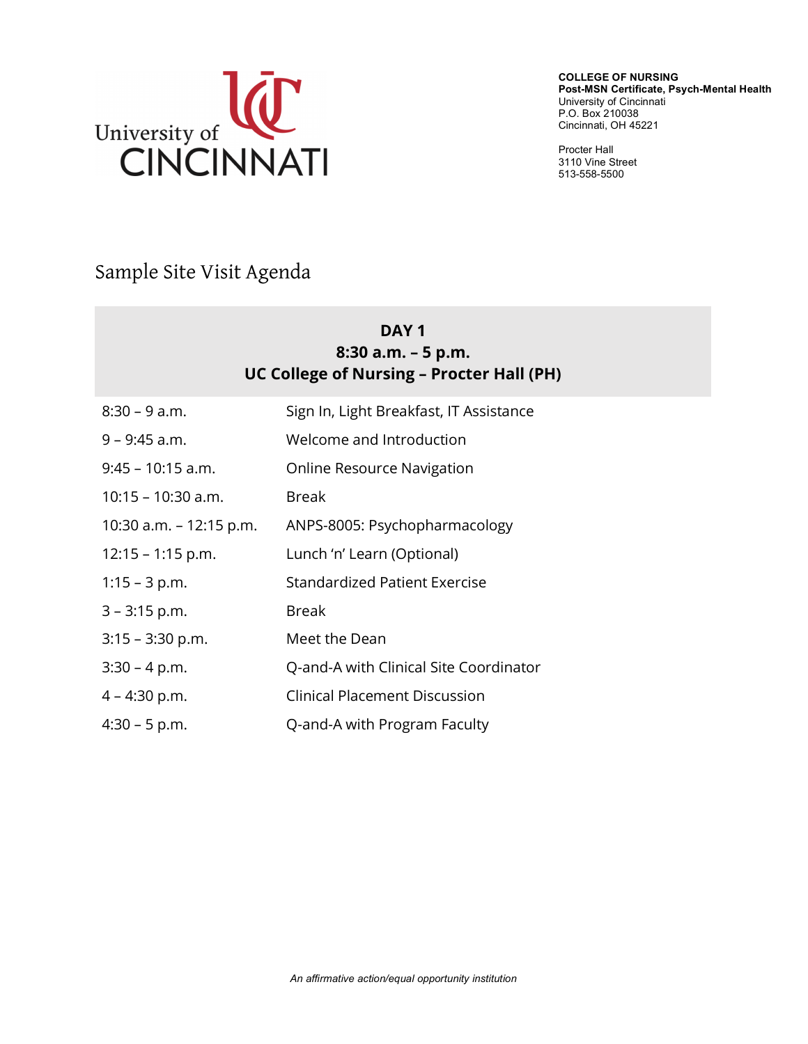University of CINCINNATI

**COLLEGE OF NURSING**
**Post-MSN Certificate, Psych-Mental Health**
University of Cincinnati
P.O. Box 210038
Cincinnati, OH 45221

Procter Hall
3110 Vine Street
513-558-5500

# Sample Site Visit Agenda

## DAY 1
## 8:30 a.m. – 5 p.m.
## UC College of Nursing – Procter Hall (PH)

| | |
|---|---|
| 8:30 – 9 a.m. | Sign In, Light Breakfast, IT Assistance |
| 9 – 9:45 a.m. | Welcome and Introduction |
| 9:45 – 10:15 a.m. | Online Resource Navigation |
| 10:15 – 10:30 a.m. | Break |
| 10:30 a.m. – 12:15 p.m. | ANPS-8005: Psychopharmacology |
| 12:15 – 1:15 p.m. | Lunch 'n' Learn (Optional) |
| 1:15 – 3 p.m. | Standardized Patient Exercise |
| 3 – 3:15 p.m. | Break |
| 3:15 – 3:30 p.m. | Meet the Dean |
| 3:30 – 4 p.m. | Q-and-A with Clinical Site Coordinator |
| 4 – 4:30 p.m. | Clinical Placement Discussion |
| 4:30 – 5 p.m. | Q-and-A with Program Faculty |

*An affirmative action/equal opportunity institution*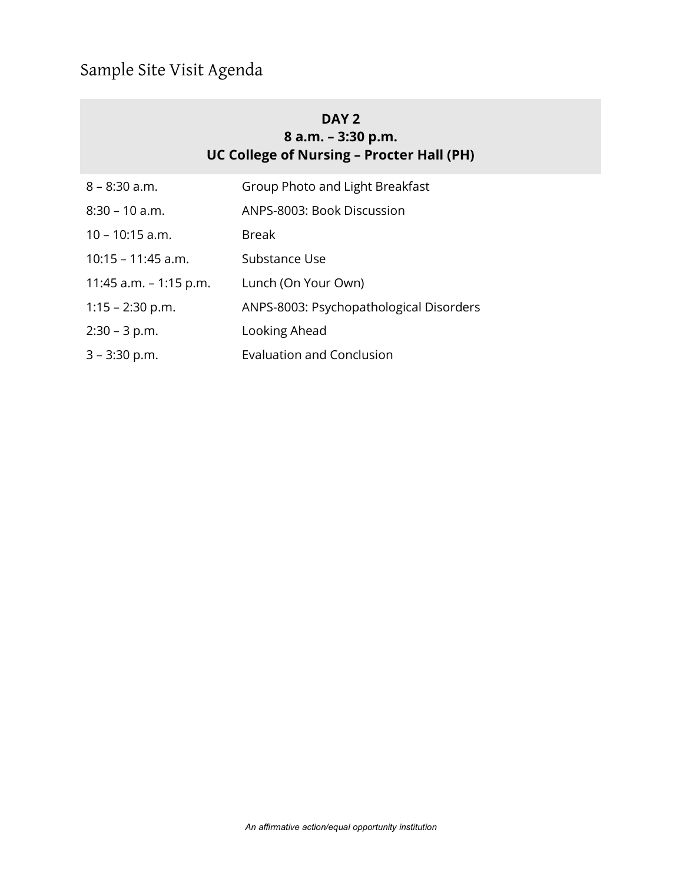# Sample Site Visit Agenda

| **DAY 2<br>8 a.m. – 3:30 p.m.<br>UC College of Nursing – Procter Hall (PH)** | |
|---|---|
| 8 – 8:30 a.m. | Group Photo and Light Breakfast |
| 8:30 – 10 a.m. | ANPS-8003: Book Discussion |
| 10 – 10:15 a.m. | Break |
| 10:15 – 11:45 a.m. | Substance Use |
| 11:45 a.m. – 1:15 p.m. | Lunch (On Your Own) |
| 1:15 – 2:30 p.m. | ANPS-8003: Psychopathological Disorders |
| 2:30 – 3 p.m. | Looking Ahead |
| 3 – 3:30 p.m. | Evaluation and Conclusion |

*An affirmative action/equal opportunity institution*